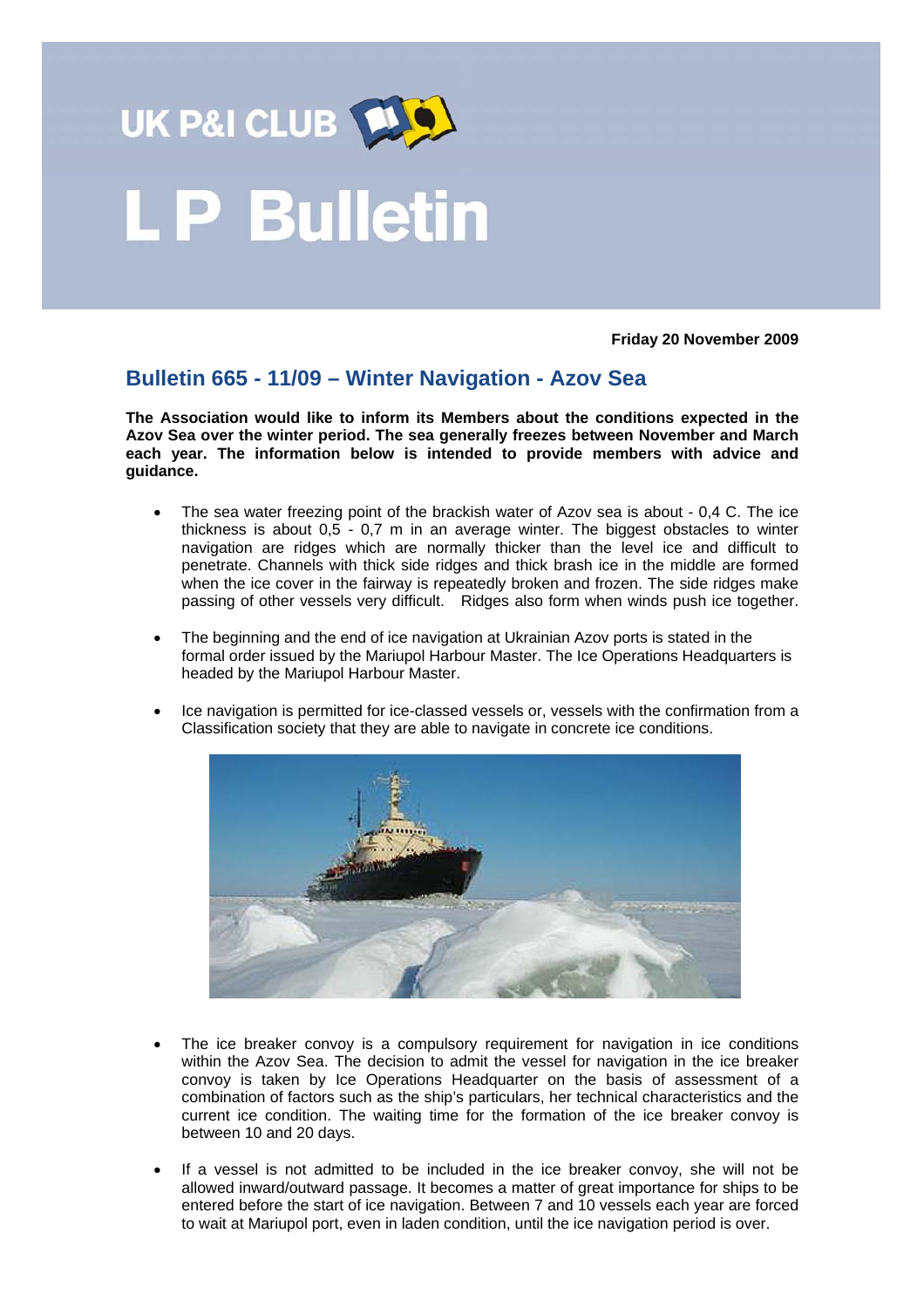UK P&I CLUB

# L P Bulletin

**Friday 20 November 2009**

## Bulletin 665 - 11/09 – Winter Navigation - Azov Sea

**The Association would like to inform its Members about the conditions expected in the Azov Sea over the winter period. The sea generally freezes between November and March each year. The information below is intended to provide members with advice and guidance.**

- The sea water freezing point of the brackish water of Azov sea is about - 0,4 C. The ice thickness is about 0,5 - 0,7 m in an average winter. The biggest obstacles to winter navigation are ridges which are normally thicker than the level ice and difficult to penetrate. Channels with thick side ridges and thick brash ice in the middle are formed when the ice cover in the fairway is repeatedly broken and frozen. The side ridges make passing of other vessels very difficult. Ridges also form when winds push ice together.

- The beginning and the end of ice navigation at Ukrainian Azov ports is stated in the formal order issued by the Mariupol Harbour Master. The Ice Operations Headquarters is headed by the Mariupol Harbour Master.

- Ice navigation is permitted for ice-classed vessels or, vessels with the confirmation from a Classification society that they are able to navigate in concrete ice conditions.

- The ice breaker convoy is a compulsory requirement for navigation in ice conditions within the Azov Sea. The decision to admit the vessel for navigation in the ice breaker convoy is taken by Ice Operations Headquarter on the basis of assessment of a combination of factors such as the ship's particulars, her technical characteristics and the current ice condition. The waiting time for the formation of the ice breaker convoy is between 10 and 20 days.

- If a vessel is not admitted to be included in the ice breaker convoy, she will not be allowed inward/outward passage. It becomes a matter of great importance for ships to be entered before the start of ice navigation. Between 7 and 10 vessels each year are forced to wait at Mariupol port, even in laden condition, until the ice navigation period is over.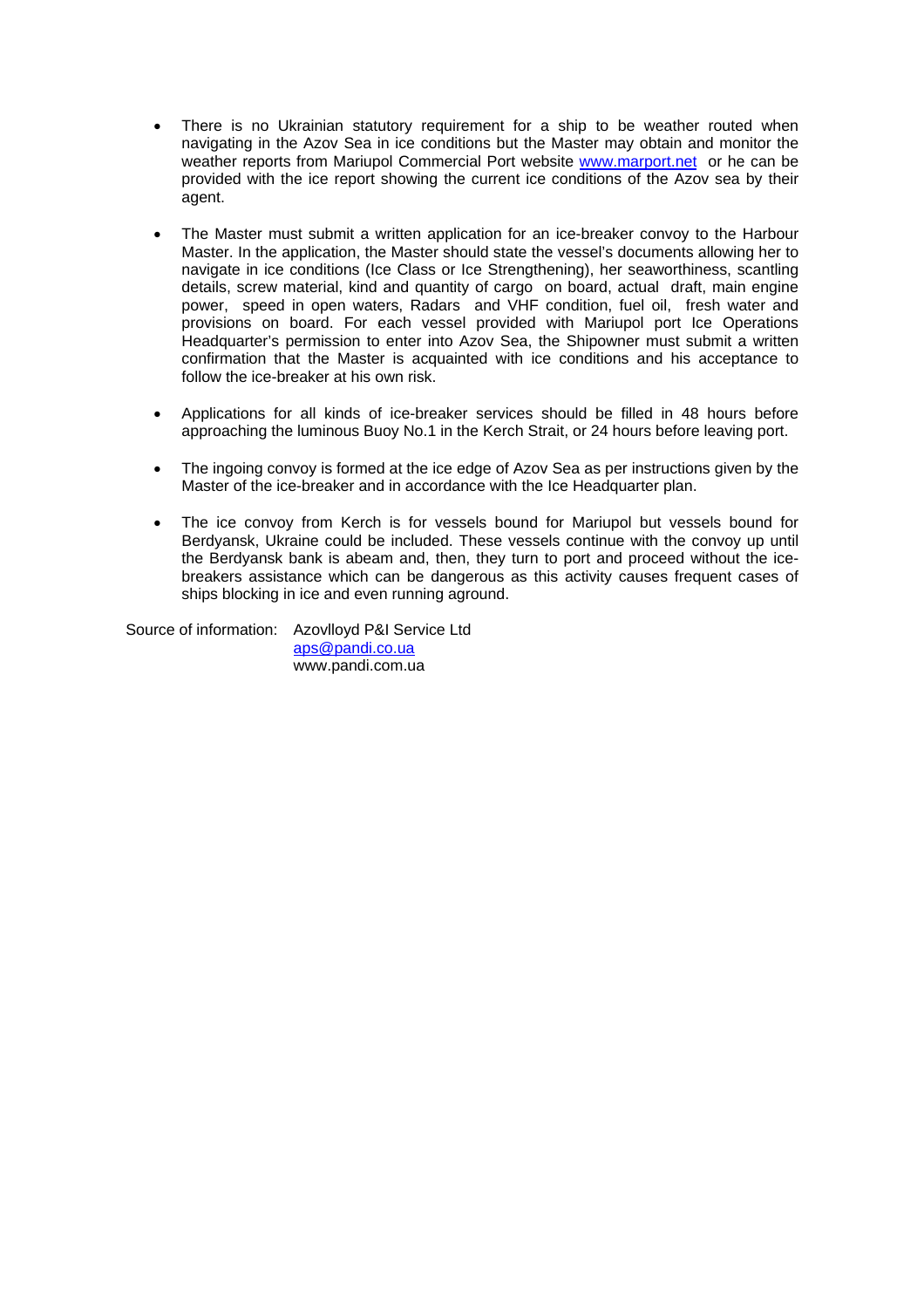- There is no Ukrainian statutory requirement for a ship to be weather routed when navigating in the Azov Sea in ice conditions but the Master may obtain and monitor the weather reports from Mariupol Commercial Port website www.marport.net or he can be provided with the ice report showing the current ice conditions of the Azov sea by their agent.

- The Master must submit a written application for an ice-breaker convoy to the Harbour Master. In the application, the Master should state the vessel's documents allowing her to navigate in ice conditions (Ice Class or Ice Strengthening), her seaworthiness, scantling details, screw material, kind and quantity of cargo on board, actual draft, main engine power, speed in open waters, Radars and VHF condition, fuel oil, fresh water and provisions on board. For each vessel provided with Mariupol port Ice Operations Headquarter's permission to enter into Azov Sea, the Shipowner must submit a written confirmation that the Master is acquainted with ice conditions and his acceptance to follow the ice-breaker at his own risk.

- Applications for all kinds of ice-breaker services should be filled in 48 hours before approaching the luminous Buoy No.1 in the Kerch Strait, or 24 hours before leaving port.

- The ingoing convoy is formed at the ice edge of Azov Sea as per instructions given by the Master of the ice-breaker and in accordance with the Ice Headquarter plan.

- The ice convoy from Kerch is for vessels bound for Mariupol but vessels bound for Berdyansk, Ukraine could be included. These vessels continue with the convoy up until the Berdyansk bank is abeam and, then, they turn to port and proceed without the ice-breakers assistance which can be dangerous as this activity causes frequent cases of ships blocking in ice and even running aground.

Source of information: Azovlloyd P&I Service Ltd
aps@pandi.co.ua
www.pandi.com.ua